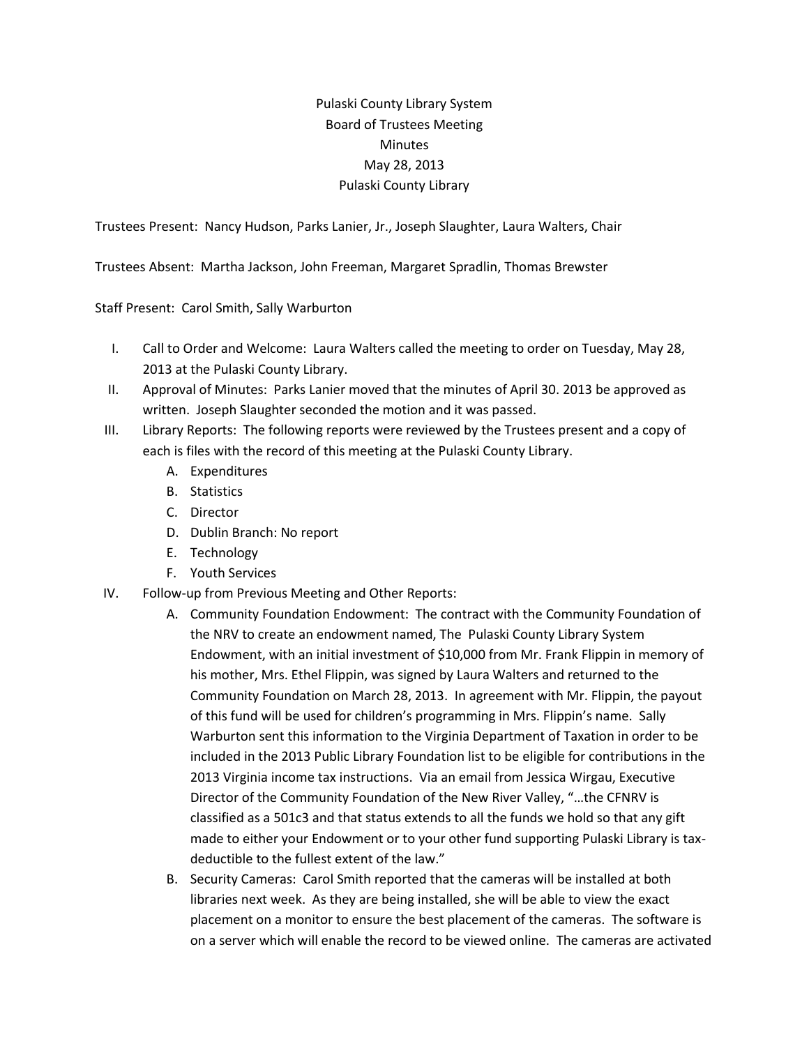Pulaski County Library System
Board of Trustees Meeting
Minutes
May 28, 2013
Pulaski County Library

Trustees Present: Nancy Hudson, Parks Lanier, Jr., Joseph Slaughter, Laura Walters, Chair

Trustees Absent: Martha Jackson, John Freeman, Margaret Spradlin, Thomas Brewster

Staff Present: Carol Smith, Sally Warburton

I. Call to Order and Welcome: Laura Walters called the meeting to order on Tuesday, May 28, 2013 at the Pulaski County Library.

II. Approval of Minutes: Parks Lanier moved that the minutes of April 30. 2013 be approved as written. Joseph Slaughter seconded the motion and it was passed.

III. Library Reports: The following reports were reviewed by the Trustees present and a copy of each is files with the record of this meeting at the Pulaski County Library.
   A. Expenditures
   B. Statistics
   C. Director
   D. Dublin Branch: No report
   E. Technology
   F. Youth Services

IV. Follow-up from Previous Meeting and Other Reports:
   A. Community Foundation Endowment: The contract with the Community Foundation of the NRV to create an endowment named, The Pulaski County Library System Endowment, with an initial investment of $10,000 from Mr. Frank Flippin in memory of his mother, Mrs. Ethel Flippin, was signed by Laura Walters and returned to the Community Foundation on March 28, 2013. In agreement with Mr. Flippin, the payout of this fund will be used for children's programming in Mrs. Flippin's name. Sally Warburton sent this information to the Virginia Department of Taxation in order to be included in the 2013 Public Library Foundation list to be eligible for contributions in the 2013 Virginia income tax instructions. Via an email from Jessica Wirgau, Executive Director of the Community Foundation of the New River Valley, "…the CFNRV is classified as a 501c3 and that status extends to all the funds we hold so that any gift made to either your Endowment or to your other fund supporting Pulaski Library is tax-deductible to the fullest extent of the law."
   B. Security Cameras: Carol Smith reported that the cameras will be installed at both libraries next week. As they are being installed, she will be able to view the exact placement on a monitor to ensure the best placement of the cameras. The software is on a server which will enable the record to be viewed online. The cameras are activated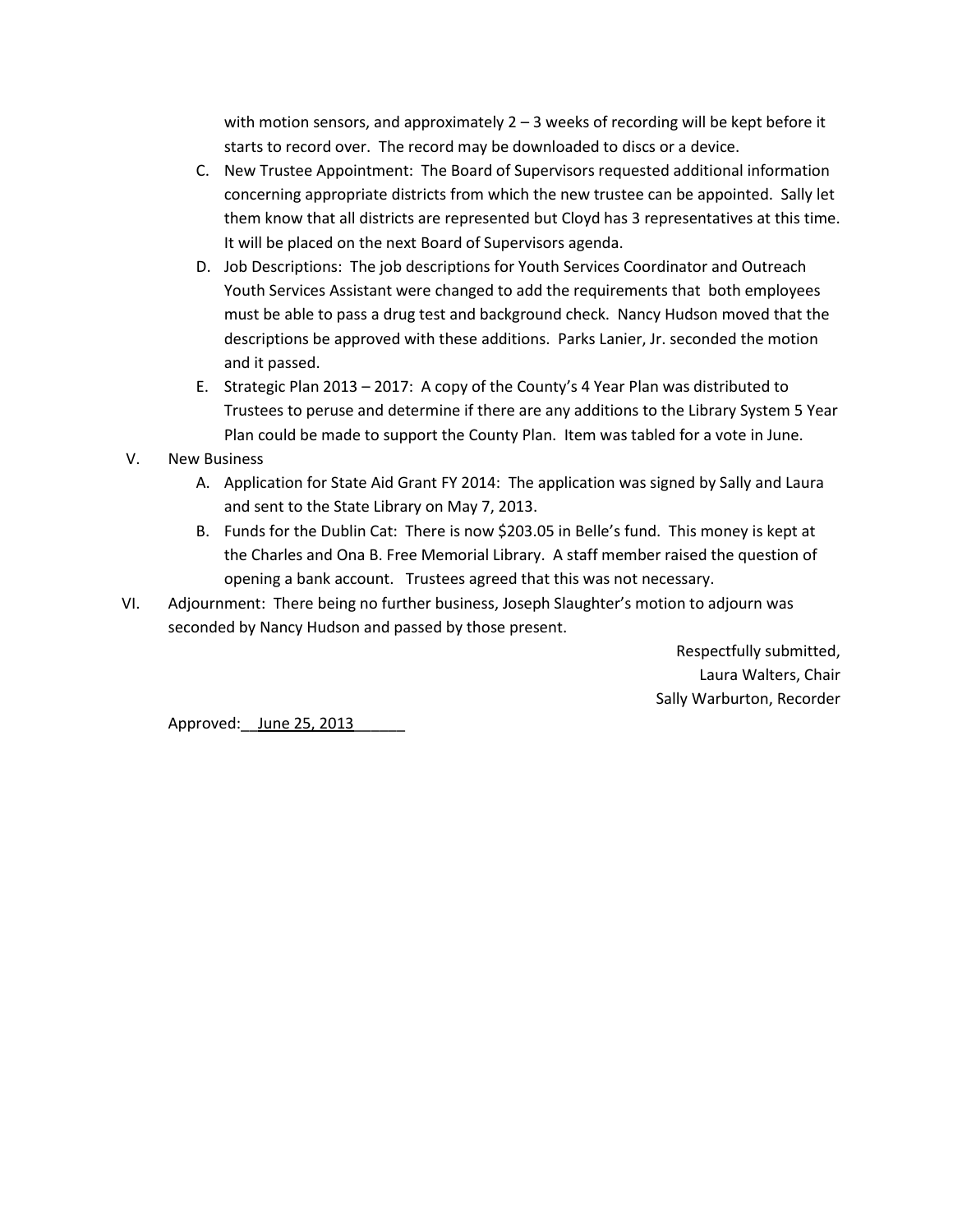with motion sensors, and approximately 2 – 3 weeks of recording will be kept before it starts to record over. The record may be downloaded to discs or a device.

C. New Trustee Appointment: The Board of Supervisors requested additional information concerning appropriate districts from which the new trustee can be appointed. Sally let them know that all districts are represented but Cloyd has 3 representatives at this time. It will be placed on the next Board of Supervisors agenda.

D. Job Descriptions: The job descriptions for Youth Services Coordinator and Outreach Youth Services Assistant were changed to add the requirements that both employees must be able to pass a drug test and background check. Nancy Hudson moved that the descriptions be approved with these additions. Parks Lanier, Jr. seconded the motion and it passed.

E. Strategic Plan 2013 – 2017: A copy of the County's 4 Year Plan was distributed to Trustees to peruse and determine if there are any additions to the Library System 5 Year Plan could be made to support the County Plan. Item was tabled for a vote in June.

V. New Business

A. Application for State Aid Grant FY 2014: The application was signed by Sally and Laura and sent to the State Library on May 7, 2013.

B. Funds for the Dublin Cat: There is now $203.05 in Belle's fund. This money is kept at the Charles and Ona B. Free Memorial Library. A staff member raised the question of opening a bank account. Trustees agreed that this was not necessary.

VI. Adjournment: There being no further business, Joseph Slaughter's motion to adjourn was seconded by Nancy Hudson and passed by those present.

Respectfully submitted,
Laura Walters, Chair
Sally Warburton, Recorder

Approved: June 25, 2013